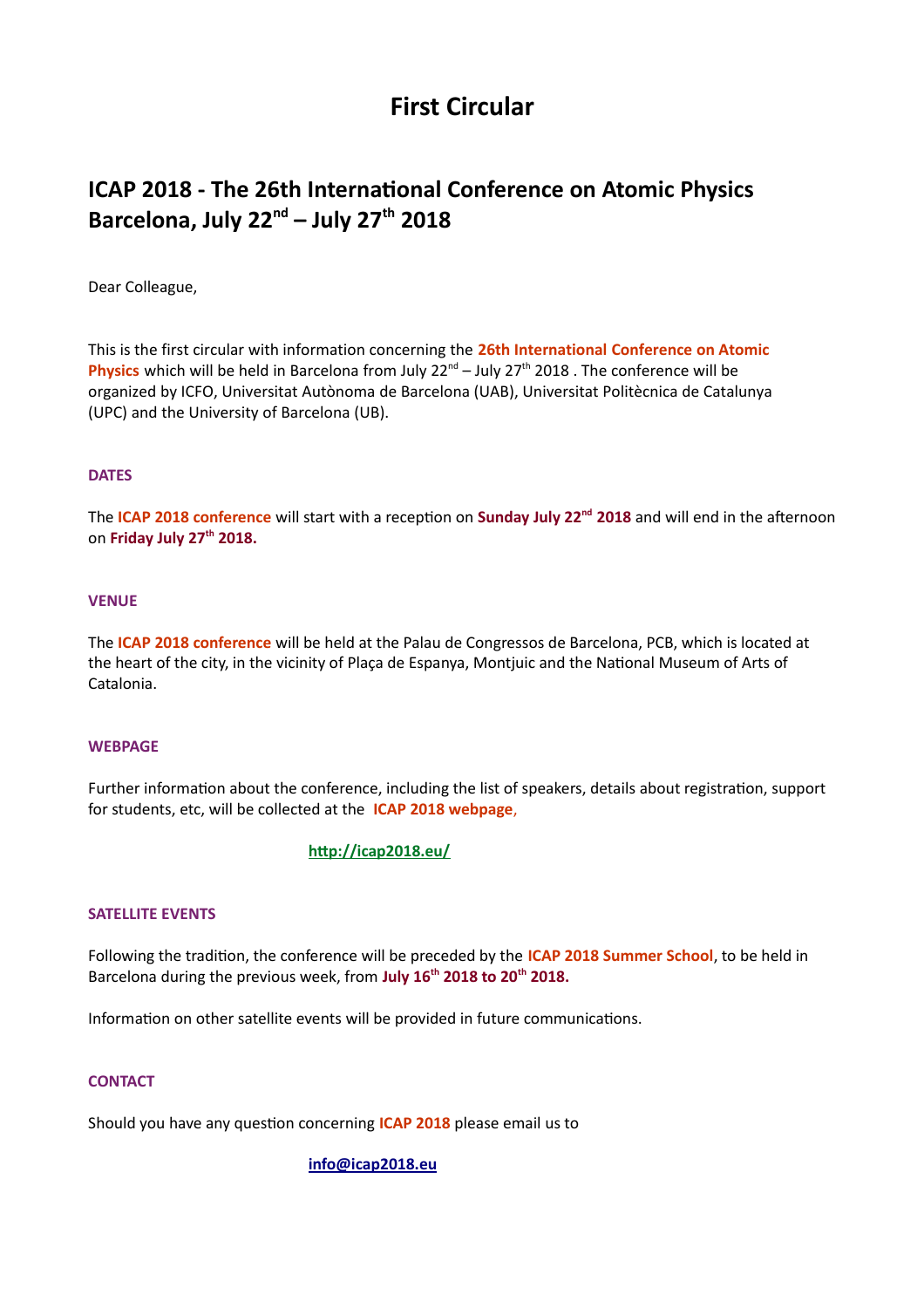# First Circular

## ICAP 2018 - The 26th International Conference on Atomic Physics Barcelona, July 22nd – July 27th 2018

Dear Colleague,

This is the first circular with information concerning the **26th International Conference on Atomic Physics** which will be held in Barcelona from July 22nd – July 27th 2018 . The conference will be organized by ICFO, Universitat Autònoma de Barcelona (UAB), Universitat Politècnica de Catalunya (UPC) and the University of Barcelona (UB).

### DATES

The **ICAP 2018 conference** will start with a reception on **Sunday July 22nd 2018** and will end in the afternoon on **Friday July 27th 2018.**

### VENUE

The **ICAP 2018 conference** will be held at the Palau de Congressos de Barcelona, PCB, which is located at the heart of the city, in the vicinity of Plaça de Espanya, Montjuic and the National Museum of Arts of Catalonia.

### WEBPAGE

Further information about the conference, including the list of speakers, details about registration, support for students, etc, will be collected at the **ICAP 2018 webpage**,

**http://icap2018.eu/**

### SATELLITE EVENTS

Following the tradition, the conference will be preceded by the **ICAP 2018 Summer School**, to be held in Barcelona during the previous week, from **July 16th 2018 to 20th 2018.**

Information on other satellite events will be provided in future communications.

### CONTACT

Should you have any question concerning **ICAP 2018** please email us to

**info@icap2018.eu**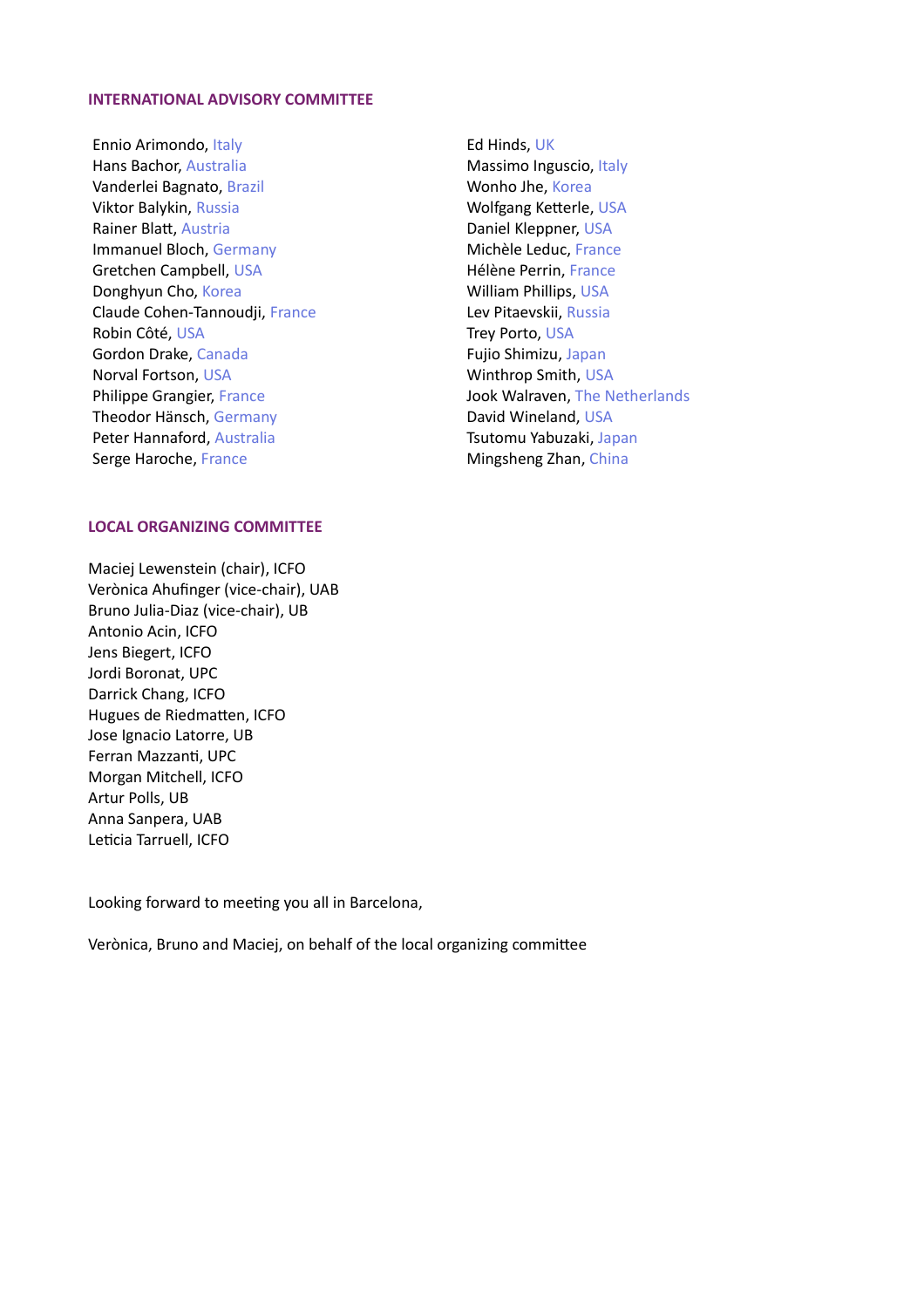## INTERNATIONAL ADVISORY COMMITTEE

Ennio Arimondo, Italy
Hans Bachor, Australia
Vanderlei Bagnato, Brazil
Viktor Balykin, Russia
Rainer Blatt, Austria
Immanuel Bloch, Germany
Gretchen Campbell, USA
Donghyun Cho, Korea
Claude Cohen-Tannoudji, France
Robin Côté, USA
Gordon Drake, Canada
Norval Fortson, USA
Philippe Grangier, France
Theodor Hänsch, Germany
Peter Hannaford, Australia
Serge Haroche, France
Ed Hinds, UK
Massimo Inguscio, Italy
Wonho Jhe, Korea
Wolfgang Ketterle, USA
Daniel Kleppner, USA
Michèle Leduc, France
Hélène Perrin, France
William Phillips, USA
Lev Pitaevskii, Russia
Trey Porto, USA
Fujio Shimizu, Japan
Winthrop Smith, USA
Jook Walraven, The Netherlands
David Wineland, USA
Tsutomu Yabuzaki, Japan
Mingsheng Zhan, China

## LOCAL ORGANIZING COMMITTEE

Maciej Lewenstein (chair), ICFO
Verònica Ahufinger (vice-chair), UAB
Bruno Julia-Diaz (vice-chair), UB
Antonio Acin, ICFO
Jens Biegert, ICFO
Jordi Boronat, UPC
Darrick Chang, ICFO
Hugues de Riedmatten, ICFO
Jose Ignacio Latorre, UB
Ferran Mazzanti, UPC
Morgan Mitchell, ICFO
Artur Polls, UB
Anna Sanpera, UAB
Leticia Tarruell, ICFO

Looking forward to meeting you all in Barcelona,

Verònica, Bruno and Maciej, on behalf of the local organizing committee